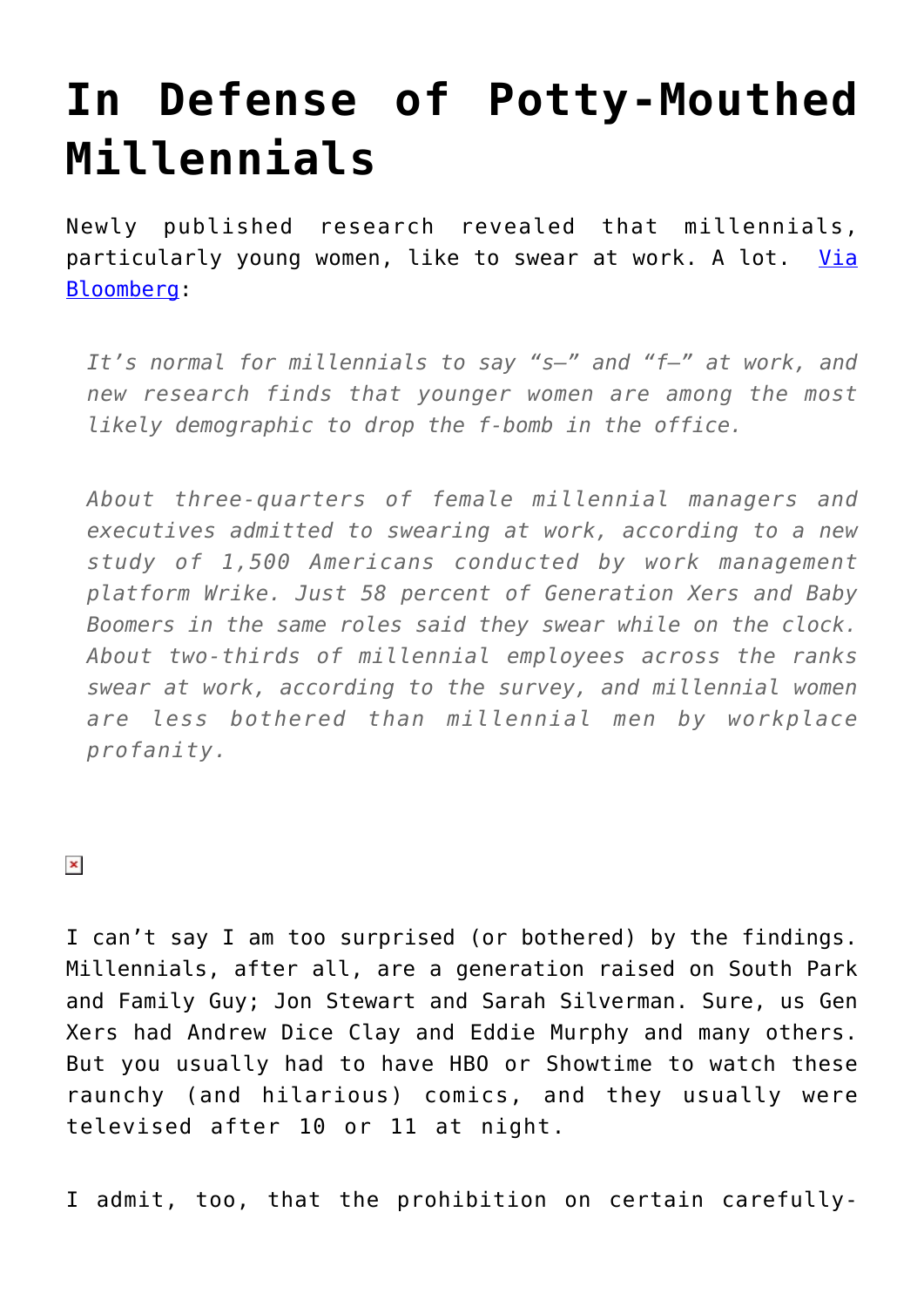# In Defense of Potty-Mouthed Millennials

Newly published research revealed that millennials, particularly young women, like to swear at work. A lot. [Via Bloomberg](#):

> *It's normal for millennials to say "s—" and "f—" at work, and new research finds that younger women are among the most likely demographic to drop the f-bomb in the office.*
>
> *About three-quarters of female millennial managers and executives admitted to swearing at work, according to a new study of 1,500 Americans conducted by work management platform Wrike. Just 58 percent of Generation Xers and Baby Boomers in the same roles said they swear while on the clock. About two-thirds of millennial employees across the ranks swear at work, according to the survey, and millennial women are less bothered than millennial men by workplace profanity.*

I can't say I am too surprised (or bothered) by the findings. Millennials, after all, are a generation raised on South Park and Family Guy; Jon Stewart and Sarah Silverman. Sure, us Gen Xers had Andrew Dice Clay and Eddie Murphy and many others. But you usually had to have HBO or Showtime to watch these raunchy (and hilarious) comics, and they usually were televised after 10 or 11 at night.

I admit, too, that the prohibition on certain carefully-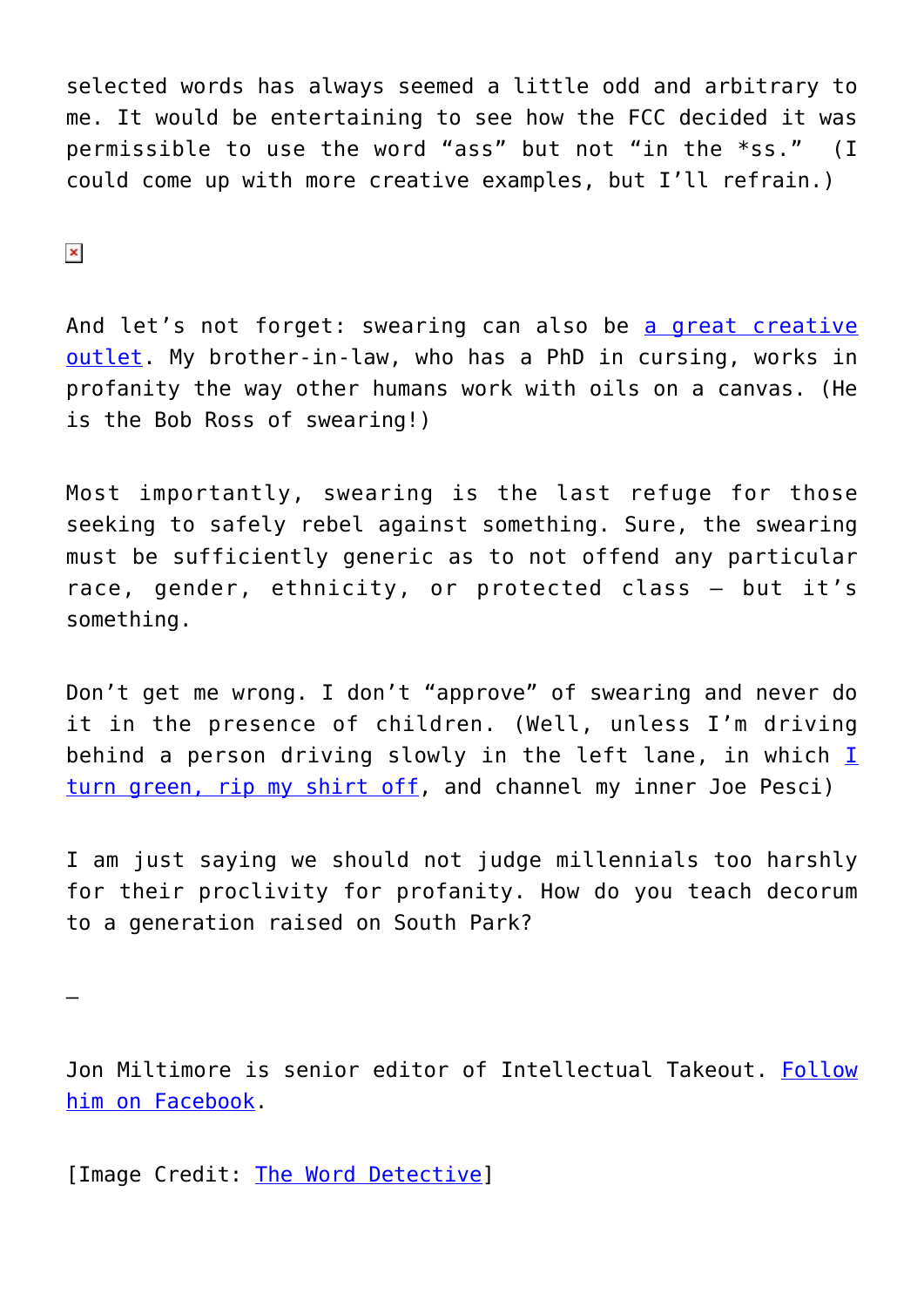selected words has always seemed a little odd and arbitrary to me. It would be entertaining to see how the FCC decided it was permissible to use the word “ass” but not “in the *ss.” (I could come up with more creative examples, but I’ll refrain.)

And let’s not forget: swearing can also be [a great creative outlet]. My brother-in-law, who has a PhD in cursing, works in profanity the way other humans work with oils on a canvas. (He is the Bob Ross of swearing!)

Most importantly, swearing is the last refuge for those seeking to safely rebel against something. Sure, the swearing must be sufficiently generic as to not offend any particular race, gender, ethnicity, or protected class – but it’s something.

Don’t get me wrong. I don’t “approve” of swearing and never do it in the presence of children. (Well, unless I’m driving behind a person driving slowly in the left lane, in which [I turn green, rip my shirt off], and channel my inner Joe Pesci)

I am just saying we should not judge millennials too harshly for their proclivity for profanity. How do you teach decorum to a generation raised on South Park?

—

Jon Miltimore is senior editor of Intellectual Takeout. [Follow him on Facebook].

[Image Credit: [The Word Detective]]